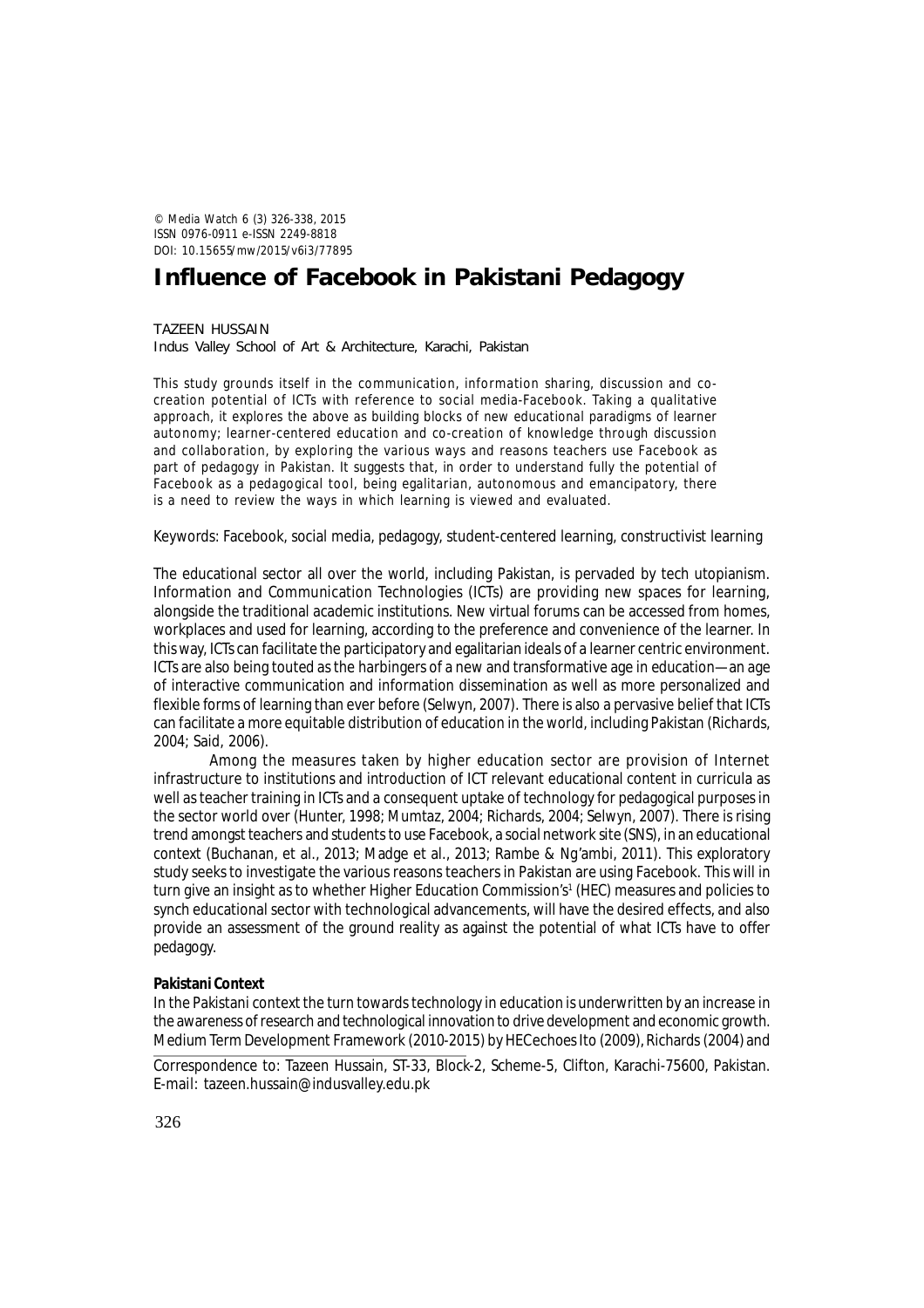© Media Watch 6 (3) 326-338, 2015
ISSN 0976-0911 e-ISSN 2249-8818
DOI: 10.15655/mw/2015/v6i3/77895

# Influence of Facebook in Pakistani Pedagogy

TAZEEN HUSSAIN
Indus Valley School of Art & Architecture, Karachi, Pakistan

This study grounds itself in the communication, information sharing, discussion and co-creation potential of ICTs with reference to social media-Facebook. Taking a qualitative approach, it explores the above as building blocks of new educational paradigms of learner autonomy; learner-centered education and co-creation of knowledge through discussion and collaboration, by exploring the various ways and reasons teachers use Facebook as part of pedagogy in Pakistan. It suggests that, in order to understand fully the potential of Facebook as a pedagogical tool, being egalitarian, autonomous and emancipatory, there is a need to review the ways in which learning is viewed and evaluated.

Keywords: Facebook, social media, pedagogy, student-centered learning, constructivist learning

The educational sector all over the world, including Pakistan, is pervaded by tech utopianism. Information and Communication Technologies (ICTs) are providing new spaces for learning, alongside the traditional academic institutions. New virtual forums can be accessed from homes, workplaces and used for learning, according to the preference and convenience of the learner. In this way, ICTs can facilitate the participatory and egalitarian ideals of a learner centric environment. ICTs are also being touted as the harbingers of a new and transformative age in education—an age of interactive communication and information dissemination as well as more personalized and flexible forms of learning than ever before (Selwyn, 2007). There is also a pervasive belief that ICTs can facilitate a more equitable distribution of education in the world, including Pakistan (Richards, 2004; Said, 2006).

Among the measures taken by higher education sector are provision of Internet infrastructure to institutions and introduction of ICT relevant educational content in curricula as well as teacher training in ICTs and a consequent uptake of technology for pedagogical purposes in the sector world over (Hunter, 1998; Mumtaz, 2004; Richards, 2004; Selwyn, 2007). There is rising trend amongst teachers and students to use Facebook, a social network site (SNS), in an educational context (Buchanan, et al., 2013; Madge et al., 2013; Rambe & Ng'ambi, 2011). This exploratory study seeks to investigate the various reasons teachers in Pakistan are using Facebook. This will in turn give an insight as to whether Higher Education Commission's[1] (HEC) measures and policies to synch educational sector with technological advancements, will have the desired effects, and also provide an assessment of the ground reality as against the potential of what ICTs have to offer pedagogy.

**Pakistani Context**

In the Pakistani context the turn towards technology in education is underwritten by an increase in the awareness of research and technological innovation to drive development and economic growth. Medium Term Development Framework (2010-2015) by HEC echoes Ito (2009), Richards (2004) and

Correspondence to: Tazeen Hussain, ST-33, Block-2, Scheme-5, Clifton, Karachi-75600, Pakistan. E-mail: tazeen.hussain@indusvalley.edu.pk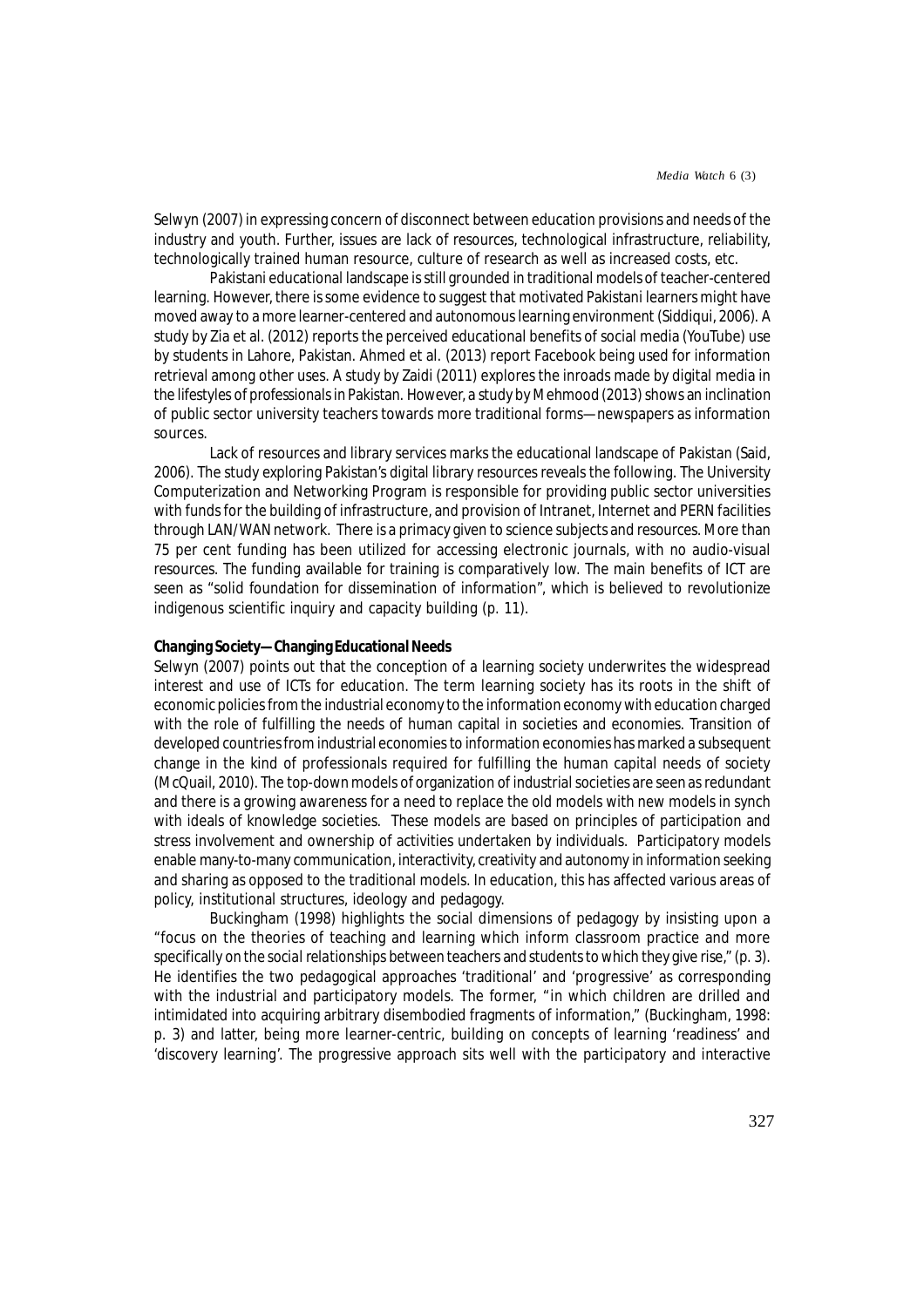Selwyn (2007) in expressing concern of disconnect between education provisions and needs of the industry and youth. Further, issues are lack of resources, technological infrastructure, reliability, technologically trained human resource, culture of research as well as increased costs, etc.

Pakistani educational landscape is still grounded in traditional models of teacher-centered learning. However, there is some evidence to suggest that motivated Pakistani learners might have moved away to a more learner-centered and autonomous learning environment (Siddiqui, 2006). A study by Zia et al. (2012) reports the perceived educational benefits of social media (YouTube) use by students in Lahore, Pakistan. Ahmed et al. (2013) report Facebook being used for information retrieval among other uses. A study by Zaidi (2011) explores the inroads made by digital media in the lifestyles of professionals in Pakistan. However, a study by Mehmood (2013) shows an inclination of public sector university teachers towards more traditional forms—newspapers as information sources.

Lack of resources and library services marks the educational landscape of Pakistan (Said, 2006). The study exploring Pakistan's digital library resources reveals the following. The University Computerization and Networking Program is responsible for providing public sector universities with funds for the building of infrastructure, and provision of Intranet, Internet and PERN facilities through LAN/WAN network. There is a primacy given to science subjects and resources. More than 75 per cent funding has been utilized for accessing electronic journals, with no audio-visual resources. The funding available for training is comparatively low. The main benefits of ICT are seen as "solid foundation for dissemination of information", which is believed to revolutionize indigenous scientific inquiry and capacity building (p. 11).

**Changing Society—Changing Educational Needs**

Selwyn (2007) points out that the conception of a learning society underwrites the widespread interest and use of ICTs for education. The term learning society has its roots in the shift of economic policies from the industrial economy to the information economy with education charged with the role of fulfilling the needs of human capital in societies and economies. Transition of developed countries from industrial economies to information economies has marked a subsequent change in the kind of professionals required for fulfilling the human capital needs of society (McQuail, 2010). The top-down models of organization of industrial societies are seen as redundant and there is a growing awareness for a need to replace the old models with new models in synch with ideals of knowledge societies. These models are based on principles of participation and stress involvement and ownership of activities undertaken by individuals. Participatory models enable many-to-many communication, interactivity, creativity and autonomy in information seeking and sharing as opposed to the traditional models. In education, this has affected various areas of policy, institutional structures, ideology and pedagogy.

Buckingham (1998) highlights the social dimensions of pedagogy by insisting upon a "focus on the theories of teaching and learning which inform classroom practice and more specifically on the social relationships between teachers and students to which they give rise," (p. 3). He identifies the two pedagogical approaches 'traditional' and 'progressive' as corresponding with the industrial and participatory models. The former, "in which children are drilled and intimidated into acquiring arbitrary disembodied fragments of information," (Buckingham, 1998: p. 3) and latter, being more learner-centric, building on concepts of learning 'readiness' and 'discovery learning'. The progressive approach sits well with the participatory and interactive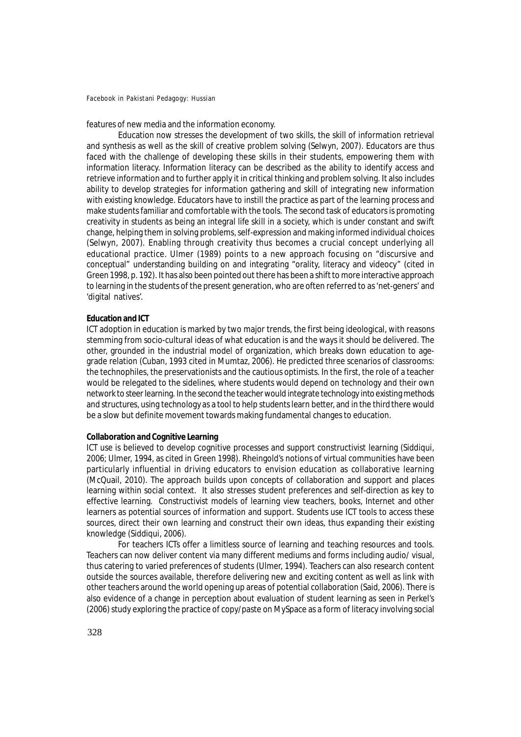features of new media and the information economy.

Education now stresses the development of two skills, the skill of information retrieval and synthesis as well as the skill of creative problem solving (Selwyn, 2007). Educators are thus faced with the challenge of developing these skills in their students, empowering them with information literacy. Information literacy can be described as the ability to identify access and retrieve information and to further apply it in critical thinking and problem solving. It also includes ability to develop strategies for information gathering and skill of integrating new information with existing knowledge. Educators have to instill the practice as part of the learning process and make students familiar and comfortable with the tools. The second task of educators is promoting creativity in students as being an integral life skill in a society, which is under constant and swift change, helping them in solving problems, self-expression and making informed individual choices (Selwyn, 2007). Enabling through creativity thus becomes a crucial concept underlying all educational practice. Ulmer (1989) points to a new approach focusing on "discursive and conceptual" understanding building on and integrating "orality, literacy and videocy" (cited in Green 1998, p. 192). It has also been pointed out there has been a shift to more interactive approach to learning in the students of the present generation, who are often referred to as 'net-geners' and 'digital natives'.

**Education and ICT**

ICT adoption in education is marked by two major trends, the first being ideological, with reasons stemming from socio-cultural ideas of what education is and the ways it should be delivered. The other, grounded in the industrial model of organization, which breaks down education to age-grade relation (Cuban, 1993 cited in Mumtaz, 2006). He predicted three scenarios of classrooms: the technophiles, the preservationists and the cautious optimists. In the first, the role of a teacher would be relegated to the sidelines, where students would depend on technology and their own network to steer learning. In the second the teacher would integrate technology into existing methods and structures, using technology as a tool to help students learn better, and in the third there would be a slow but definite movement towards making fundamental changes to education.

**Collaboration and Cognitive Learning**

ICT use is believed to develop cognitive processes and support constructivist learning (Siddiqui, 2006; Ulmer, 1994, as cited in Green 1998). Rheingold's notions of virtual communities have been particularly influential in driving educators to envision education as collaborative learning (McQuail, 2010). The approach builds upon concepts of collaboration and support and places learning within social context. It also stresses student preferences and self-direction as key to effective learning. Constructivist models of learning view teachers, books, Internet and other learners as potential sources of information and support. Students use ICT tools to access these sources, direct their own learning and construct their own ideas, thus expanding their existing knowledge (Siddiqui, 2006).

For teachers ICTs offer a limitless source of learning and teaching resources and tools. Teachers can now deliver content via many different mediums and forms including audio/ visual, thus catering to varied preferences of students (Ulmer, 1994). Teachers can also research content outside the sources available, therefore delivering new and exciting content as well as link with other teachers around the world opening up areas of potential collaboration (Said, 2006). There is also evidence of a change in perception about evaluation of student learning as seen in Perkel's (2006) study exploring the practice of copy/paste on MySpace as a form of literacy involving social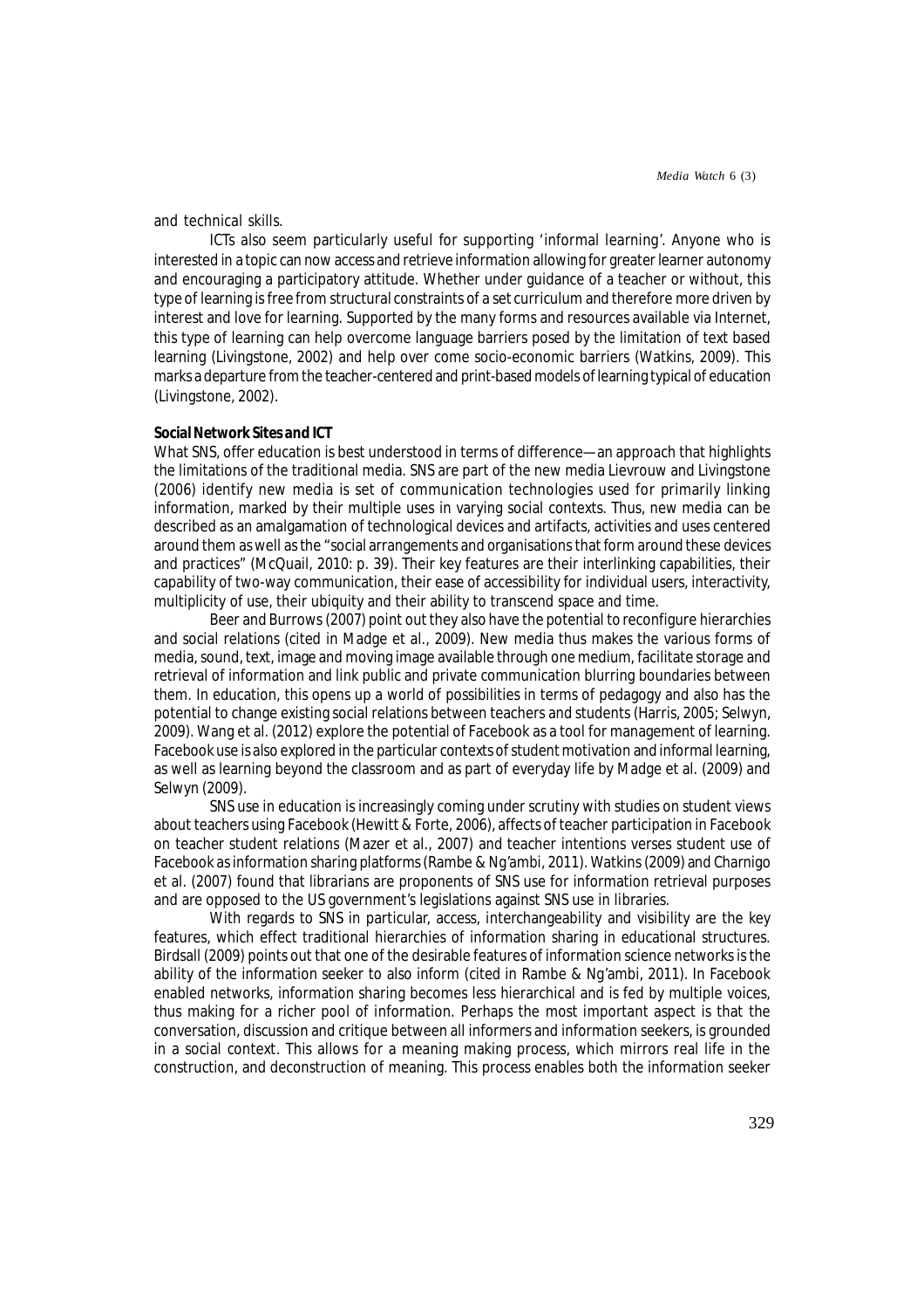and technical skills.

ICTs also seem particularly useful for supporting 'informal learning'. Anyone who is interested in a topic can now access and retrieve information allowing for greater learner autonomy and encouraging a participatory attitude. Whether under guidance of a teacher or without, this type of learning is free from structural constraints of a set curriculum and therefore more driven by interest and love for learning. Supported by the many forms and resources available via Internet, this type of learning can help overcome language barriers posed by the limitation of text based learning (Livingstone, 2002) and help over come socio-economic barriers (Watkins, 2009). This marks a departure from the teacher-centered and print-based models of learning typical of education (Livingstone, 2002).

**Social Network Sites and ICT**

What SNS, offer education is best understood in terms of difference—an approach that highlights the limitations of the traditional media. SNS are part of the new media Lievrouw and Livingstone (2006) identify new media is set of communication technologies used for primarily linking information, marked by their multiple uses in varying social contexts. Thus, new media can be described as an amalgamation of technological devices and artifacts, activities and uses centered around them as well as the "social arrangements and organisations that form around these devices and practices" (McQuail, 2010: p. 39). Their key features are their interlinking capabilities, their capability of two-way communication, their ease of accessibility for individual users, interactivity, multiplicity of use, their ubiquity and their ability to transcend space and time.

Beer and Burrows (2007) point out they also have the potential to reconfigure hierarchies and social relations (cited in Madge et al., 2009). New media thus makes the various forms of media, sound, text, image and moving image available through one medium, facilitate storage and retrieval of information and link public and private communication blurring boundaries between them. In education, this opens up a world of possibilities in terms of pedagogy and also has the potential to change existing social relations between teachers and students (Harris, 2005; Selwyn, 2009). Wang et al. (2012) explore the potential of Facebook as a tool for management of learning. Facebook use is also explored in the particular contexts of student motivation and informal learning, as well as learning beyond the classroom and as part of everyday life by Madge et al. (2009) and Selwyn (2009).

SNS use in education is increasingly coming under scrutiny with studies on student views about teachers using Facebook (Hewitt & Forte, 2006), affects of teacher participation in Facebook on teacher student relations (Mazer et al., 2007) and teacher intentions verses student use of Facebook as information sharing platforms (Rambe & Ng'ambi, 2011). Watkins (2009) and Charnigo et al. (2007) found that librarians are proponents of SNS use for information retrieval purposes and are opposed to the US government's legislations against SNS use in libraries.

With regards to SNS in particular, access, interchangeability and visibility are the key features, which effect traditional hierarchies of information sharing in educational structures. Birdsall (2009) points out that one of the desirable features of information science networks is the ability of the information seeker to also inform (cited in Rambe & Ng'ambi, 2011). In Facebook enabled networks, information sharing becomes less hierarchical and is fed by multiple voices, thus making for a richer pool of information. Perhaps the most important aspect is that the conversation, discussion and critique between all informers and information seekers, is grounded in a social context. This allows for a meaning making process, which mirrors real life in the construction, and deconstruction of meaning. This process enables both the information seeker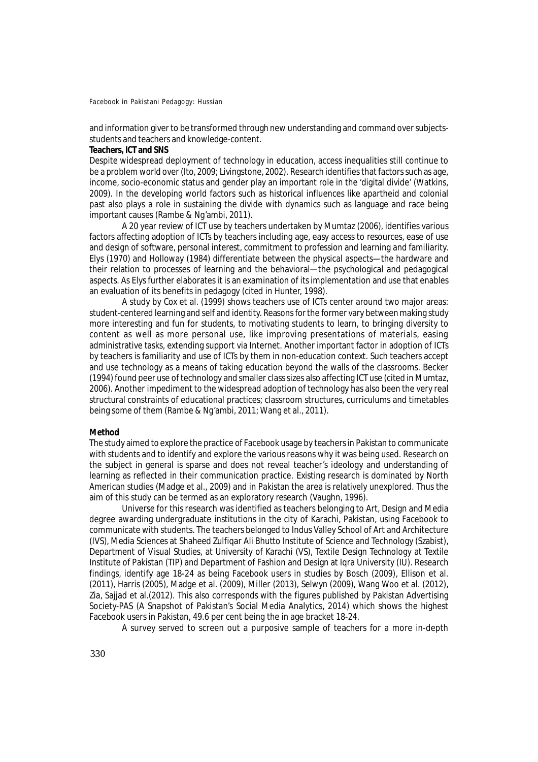and information giver to be transformed through new understanding and command over subjects-students and teachers and knowledge-content.

**Teachers, ICT and SNS**

Despite widespread deployment of technology in education, access inequalities still continue to be a problem world over (Ito, 2009; Livingstone, 2002). Research identifies that factors such as age, income, socio-economic status and gender play an important role in the 'digital divide' (Watkins, 2009). In the developing world factors such as historical influences like apartheid and colonial past also plays a role in sustaining the divide with dynamics such as language and race being important causes (Rambe & Ng'ambi, 2011).

A 20 year review of ICT use by teachers undertaken by Mumtaz (2006), identifies various factors affecting adoption of ICTs by teachers including age, easy access to resources, ease of use and design of software, personal interest, commitment to profession and learning and familiarity. Elys (1970) and Holloway (1984) differentiate between the physical aspects—the hardware and their relation to processes of learning and the behavioral—the psychological and pedagogical aspects. As Elys further elaborates it is an examination of its implementation and use that enables an evaluation of its benefits in pedagogy (cited in Hunter, 1998).

A study by Cox et al. (1999) shows teachers use of ICTs center around two major areas: student-centered learning and self and identity. Reasons for the former vary between making study more interesting and fun for students, to motivating students to learn, to bringing diversity to content as well as more personal use, like improving presentations of materials, easing administrative tasks, extending support via Internet. Another important factor in adoption of ICTs by teachers is familiarity and use of ICTs by them in non-education context. Such teachers accept and use technology as a means of taking education beyond the walls of the classrooms. Becker (1994) found peer use of technology and smaller class sizes also affecting ICT use (cited in Mumtaz, 2006). Another impediment to the widespread adoption of technology has also been the very real structural constraints of educational practices; classroom structures, curriculums and timetables being some of them (Rambe & Ng'ambi, 2011; Wang et al., 2011).

**Method**

The study aimed to explore the practice of Facebook usage by teachers in Pakistan to communicate with students and to identify and explore the various reasons why it was being used. Research on the subject in general is sparse and does not reveal teacher's ideology and understanding of learning as reflected in their communication practice. Existing research is dominated by North American studies (Madge et al., 2009) and in Pakistan the area is relatively unexplored. Thus the aim of this study can be termed as an exploratory research (Vaughn, 1996).

Universe for this research was identified as teachers belonging to Art, Design and Media degree awarding undergraduate institutions in the city of Karachi, Pakistan, using Facebook to communicate with students. The teachers belonged to Indus Valley School of Art and Architecture (IVS), Media Sciences at Shaheed Zulfiqar Ali Bhutto Institute of Science and Technology (Szabist), Department of Visual Studies, at University of Karachi (VS), Textile Design Technology at Textile Institute of Pakistan (TIP) and Department of Fashion and Design at Iqra University (IU). Research findings, identify age 18-24 as being Facebook users in studies by Bosch (2009), Ellison et al. (2011), Harris (2005), Madge et al. (2009), Miller (2013), Selwyn (2009), Wang Woo et al. (2012), Zia, Sajjad et al.(2012). This also corresponds with the figures published by Pakistan Advertising Society-PAS (A Snapshot of Pakistan's Social Media Analytics, 2014) which shows the highest Facebook users in Pakistan, 49.6 per cent being the in age bracket 18-24.

A survey served to screen out a purposive sample of teachers for a more in-depth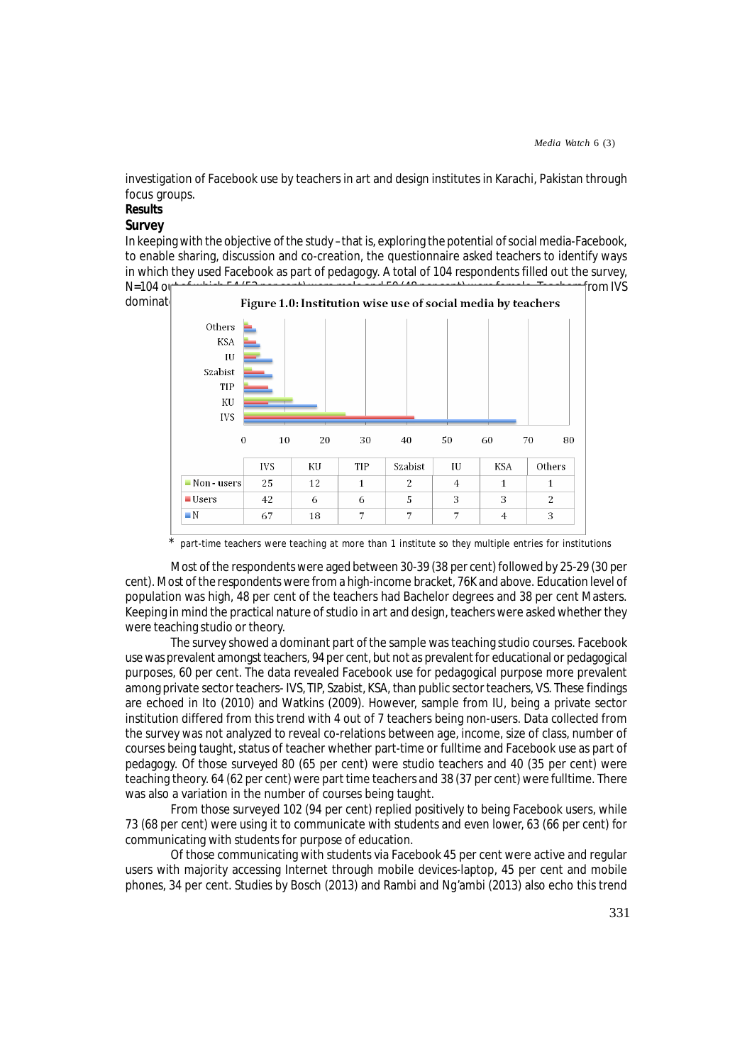investigation of Facebook use by teachers in art and design institutes in Karachi, Pakistan through focus groups.

**Results**

**Survey**

In keeping with the objective of the study – that is, exploring the potential of social media-Facebook, to enable sharing, discussion and co-creation, the questionnaire asked teachers to identify ways in which they used Facebook as part of pedagogy. A total of 104 respondents filled out the survey, N=104 out of which 54 (52 per cent) were male and 50 (48 per cent) were female. Teachers from IVS dominat

**Figure 1.0: Institution wise use of social media by teachers**

| | IVS | KU | TIP | Szabist | IU | KSA | Others |
|---|---|---|---|---|---|---|---|
| Non - users | 25 | 12 | 1 | 2 | 4 | 1 | 1 |
| Users | 42 | 6 | 6 | 5 | 3 | 3 | 2 |
| N | 67 | 18 | 7 | 7 | 7 | 4 | 3 |

\* part-time teachers were teaching at more than 1 institute so they multiple entries for institutions

Most of the respondents were aged between 30-39 (38 per cent) followed by 25-29 (30 per cent). Most of the respondents were from a high-income bracket, 76K and above. Education level of population was high, 48 per cent of the teachers had Bachelor degrees and 38 per cent Masters. Keeping in mind the practical nature of studio in art and design, teachers were asked whether they were teaching studio or theory.

The survey showed a dominant part of the sample was teaching studio courses. Facebook use was prevalent amongst teachers, 94 per cent, but not as prevalent for educational or pedagogical purposes, 60 per cent. The data revealed Facebook use for pedagogical purpose more prevalent among private sector teachers- IVS, TIP, Szabist, KSA, than public sector teachers, VS. These findings are echoed in Ito (2010) and Watkins (2009). However, sample from IU, being a private sector institution differed from this trend with 4 out of 7 teachers being non-users. Data collected from the survey was not analyzed to reveal co-relations between age, income, size of class, number of courses being taught, status of teacher whether part-time or fulltime and Facebook use as part of pedagogy. Of those surveyed 80 (65 per cent) were studio teachers and 40 (35 per cent) were teaching theory. 64 (62 per cent) were part time teachers and 38 (37 per cent) were fulltime. There was also a variation in the number of courses being taught.

From those surveyed 102 (94 per cent) replied positively to being Facebook users, while 73 (68 per cent) were using it to communicate with students and even lower, 63 (66 per cent) for communicating with students for purpose of education.

Of those communicating with students via Facebook 45 per cent were active and regular users with majority accessing Internet through mobile devices-laptop, 45 per cent and mobile phones, 34 per cent. Studies by Bosch (2013) and Rambi and Ng'ambi (2013) also echo this trend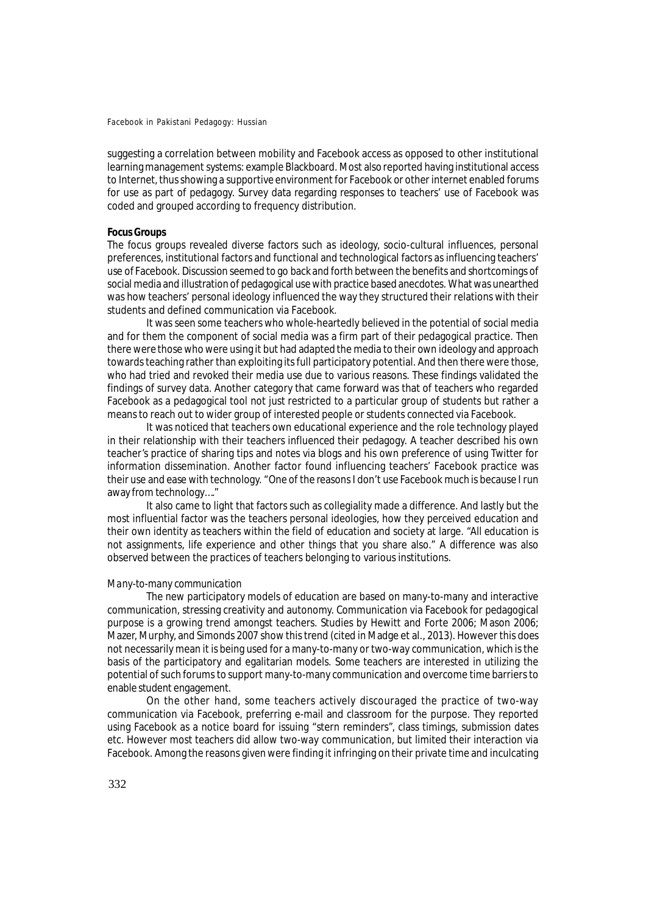suggesting a correlation between mobility and Facebook access as opposed to other institutional learning management systems: example Blackboard. Most also reported having institutional access to Internet, thus showing a supportive environment for Facebook or other internet enabled forums for use as part of pedagogy. Survey data regarding responses to teachers' use of Facebook was coded and grouped according to frequency distribution.

**Focus Groups**

The focus groups revealed diverse factors such as ideology, socio-cultural influences, personal preferences, institutional factors and functional and technological factors as influencing teachers' use of Facebook. Discussion seemed to go back and forth between the benefits and shortcomings of social media and illustration of pedagogical use with practice based anecdotes. What was unearthed was how teachers' personal ideology influenced the way they structured their relations with their students and defined communication via Facebook.

It was seen some teachers who whole-heartedly believed in the potential of social media and for them the component of social media was a firm part of their pedagogical practice. Then there were those who were using it but had adapted the media to their own ideology and approach towards teaching rather than exploiting its full participatory potential. And then there were those, who had tried and revoked their media use due to various reasons. These findings validated the findings of survey data. Another category that came forward was that of teachers who regarded Facebook as a pedagogical tool not just restricted to a particular group of students but rather a means to reach out to wider group of interested people or students connected via Facebook.

It was noticed that teachers own educational experience and the role technology played in their relationship with their teachers influenced their pedagogy. A teacher described his own teacher's practice of sharing tips and notes via blogs and his own preference of using Twitter for information dissemination. Another factor found influencing teachers' Facebook practice was their use and ease with technology. "One of the reasons I don't use Facebook much is because I run away from technology…."

It also came to light that factors such as collegiality made a difference. And lastly but the most influential factor was the teachers personal ideologies, how they perceived education and their own identity as teachers within the field of education and society at large. "All education is not assignments, life experience and other things that you share also." A difference was also observed between the practices of teachers belonging to various institutions.

*Many-to-many communication*

The new participatory models of education are based on many-to-many and interactive communication, stressing creativity and autonomy. Communication via Facebook for pedagogical purpose is a growing trend amongst teachers. Studies by Hewitt and Forte 2006; Mason 2006; Mazer, Murphy, and Simonds 2007 show this trend (cited in Madge et al., 2013). However this does not necessarily mean it is being used for a many-to-many or two-way communication, which is the basis of the participatory and egalitarian models. Some teachers are interested in utilizing the potential of such forums to support many-to-many communication and overcome time barriers to enable student engagement.

On the other hand, some teachers actively discouraged the practice of two-way communication via Facebook, preferring e-mail and classroom for the purpose. They reported using Facebook as a notice board for issuing "stern reminders", class timings, submission dates etc. However most teachers did allow two-way communication, but limited their interaction via Facebook. Among the reasons given were finding it infringing on their private time and inculcating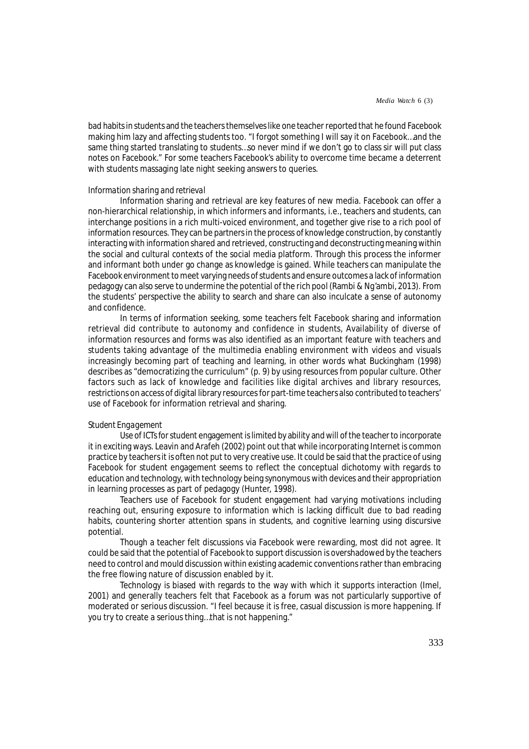bad habits in students and the teachers themselves like one teacher reported that he found Facebook making him lazy and affecting students too. "I forgot something I will say it on Facebook…and the same thing started translating to students…so never mind if we don't go to class sir will put class notes on Facebook." For some teachers Facebook's ability to overcome time became a deterrent with students massaging late night seeking answers to queries.

*Information sharing and retrieval*

Information sharing and retrieval are key features of new media. Facebook can offer a non-hierarchical relationship, in which informers and informants, i.e., teachers and students, can interchange positions in a rich multi-voiced environment, and together give rise to a rich pool of information resources. They can be partners in the process of knowledge construction, by constantly interacting with information shared and retrieved, constructing and deconstructing meaning within the social and cultural contexts of the social media platform. Through this process the informer and informant both under go change as knowledge is gained. While teachers can manipulate the Facebook environment to meet varying needs of students and ensure outcomes a lack of information pedagogy can also serve to undermine the potential of the rich pool (Rambi & Ng'ambi, 2013). From the students' perspective the ability to search and share can also inculcate a sense of autonomy and confidence.

In terms of information seeking, some teachers felt Facebook sharing and information retrieval did contribute to autonomy and confidence in students, Availability of diverse of information resources and forms was also identified as an important feature with teachers and students taking advantage of the multimedia enabling environment with videos and visuals increasingly becoming part of teaching and learning, in other words what Buckingham (1998) describes as "democratizing the curriculum" (p. 9) by using resources from popular culture. Other factors such as lack of knowledge and facilities like digital archives and library resources, restrictions on access of digital library resources for part-time teachers also contributed to teachers' use of Facebook for information retrieval and sharing.

*Student Engagement*

Use of ICTs for student engagement is limited by ability and will of the teacher to incorporate it in exciting ways. Leavin and Arafeh (2002) point out that while incorporating Internet is common practice by teachers it is often not put to very creative use. It could be said that the practice of using Facebook for student engagement seems to reflect the conceptual dichotomy with regards to education and technology, with technology being synonymous with devices and their appropriation in learning processes as part of pedagogy (Hunter, 1998).

Teachers use of Facebook for student engagement had varying motivations including reaching out, ensuring exposure to information which is lacking difficult due to bad reading habits, countering shorter attention spans in students, and cognitive learning using discursive potential.

Though a teacher felt discussions via Facebook were rewarding, most did not agree. It could be said that the potential of Facebook to support discussion is overshadowed by the teachers need to control and mould discussion within existing academic conventions rather than embracing the free flowing nature of discussion enabled by it.

Technology is biased with regards to the way with which it supports interaction (Imel, 2001) and generally teachers felt that Facebook as a forum was not particularly supportive of moderated or serious discussion. "I feel because it is free, casual discussion is more happening. If you try to create a serious thing…that is not happening."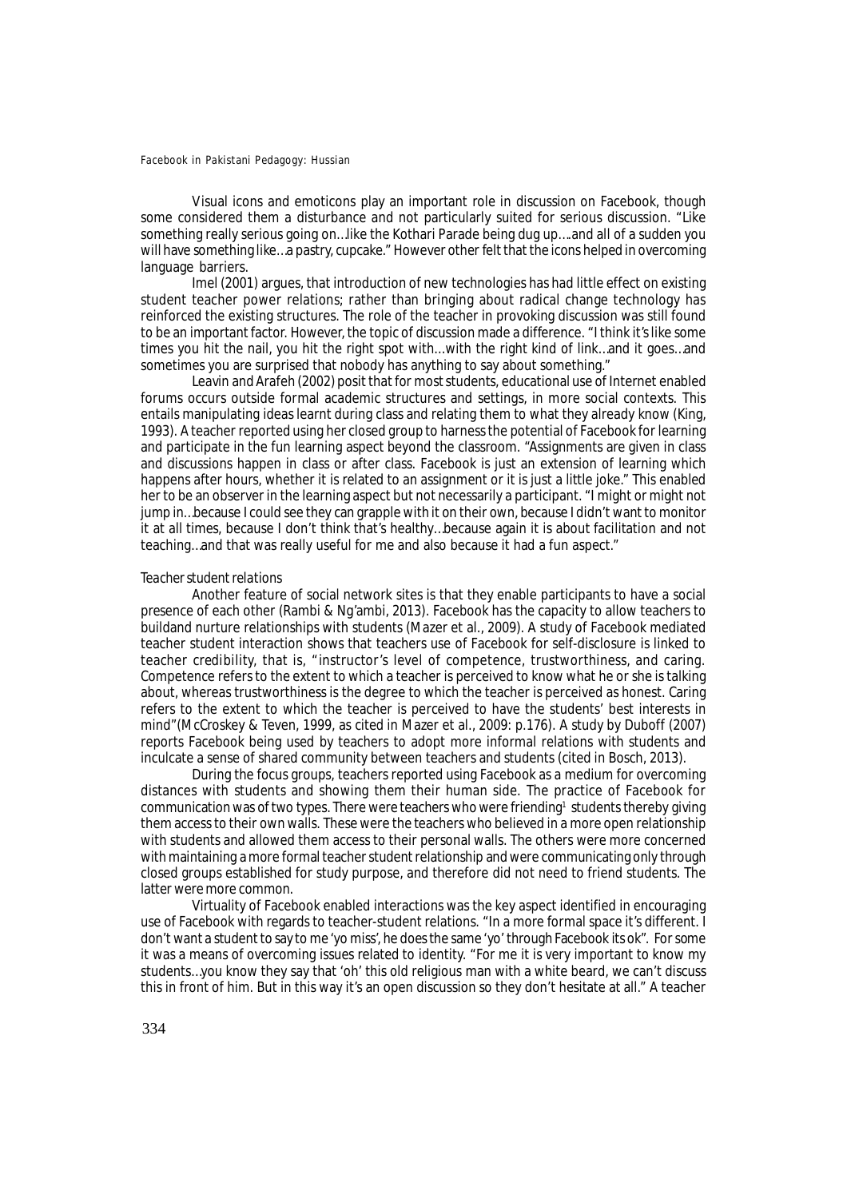Visual icons and emoticons play an important role in discussion on Facebook, though some considered them a disturbance and not particularly suited for serious discussion. "Like something really serious going on…like the Kothari Parade being dug up….and all of a sudden you will have something like…a pastry, cupcake." However other felt that the icons helped in overcoming language barriers.

Imel (2001) argues, that introduction of new technologies has had little effect on existing student teacher power relations; rather than bringing about radical change technology has reinforced the existing structures. The role of the teacher in provoking discussion was still found to be an important factor. However, the topic of discussion made a difference. "I think it's like some times you hit the nail, you hit the right spot with…with the right kind of link…and it goes…and sometimes you are surprised that nobody has anything to say about something."

Leavin and Arafeh (2002) posit that for most students, educational use of Internet enabled forums occurs outside formal academic structures and settings, in more social contexts. This entails manipulating ideas learnt during class and relating them to what they already know (King, 1993). A teacher reported using her closed group to harness the potential of Facebook for learning and participate in the fun learning aspect beyond the classroom. "Assignments are given in class and discussions happen in class or after class. Facebook is just an extension of learning which happens after hours, whether it is related to an assignment or it is just a little joke." This enabled her to be an observer in the learning aspect but not necessarily a participant. "I might or might not jump in…because I could see they can grapple with it on their own, because I didn't want to monitor it at all times, because I don't think that's healthy…because again it is about facilitation and not teaching…and that was really useful for me and also because it had a fun aspect."

### Teacher student relations

Another feature of social network sites is that they enable participants to have a social presence of each other (Rambi & Ng'ambi, 2013). Facebook has the capacity to allow teachers to buildand nurture relationships with students (Mazer et al., 2009). A study of Facebook mediated teacher student interaction shows that teachers use of Facebook for self-disclosure is linked to teacher credibility, that is, "instructor's level of competence, trustworthiness, and caring. Competence refers to the extent to which a teacher is perceived to know what he or she is talking about, whereas trustworthiness is the degree to which the teacher is perceived as honest. Caring refers to the extent to which the teacher is perceived to have the students' best interests in mind"(McCroskey & Teven, 1999, as cited in Mazer et al., 2009: p.176). A study by Duboff (2007) reports Facebook being used by teachers to adopt more informal relations with students and inculcate a sense of shared community between teachers and students (cited in Bosch, 2013).

During the focus groups, teachers reported using Facebook as a medium for overcoming distances with students and showing them their human side. The practice of Facebook for communication was of two types. There were teachers who were friending[1] students thereby giving them access to their own walls. These were the teachers who believed in a more open relationship with students and allowed them access to their personal walls. The others were more concerned with maintaining a more formal teacher student relationship and were communicating only through closed groups established for study purpose, and therefore did not need to friend students. The latter were more common.

Virtuality of Facebook enabled interactions was the key aspect identified in encouraging use of Facebook with regards to teacher-student relations. "In a more formal space it's different. I don't want a student to say to me 'yo miss', he does the same 'yo' through Facebook its ok". For some it was a means of overcoming issues related to identity. "For me it is very important to know my students…you know they say that 'oh' this old religious man with a white beard, we can't discuss this in front of him. But in this way it's an open discussion so they don't hesitate at all." A teacher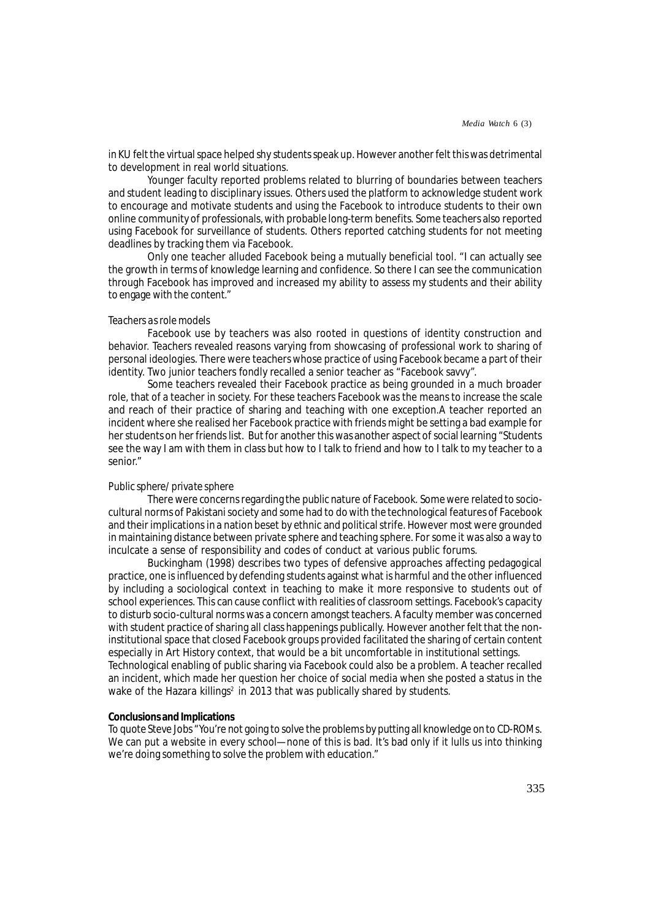in KU felt the virtual space helped shy students speak up. However another felt this was detrimental to development in real world situations.

Younger faculty reported problems related to blurring of boundaries between teachers and student leading to disciplinary issues. Others used the platform to acknowledge student work to encourage and motivate students and using the Facebook to introduce students to their own online community of professionals, with probable long-term benefits. Some teachers also reported using Facebook for surveillance of students. Others reported catching students for not meeting deadlines by tracking them via Facebook.

Only one teacher alluded Facebook being a mutually beneficial tool. "I can actually see the growth in terms of knowledge learning and confidence. So there I can see the communication through Facebook has improved and increased my ability to assess my students and their ability to engage with the content."

*Teachers as role models*

Facebook use by teachers was also rooted in questions of identity construction and behavior. Teachers revealed reasons varying from showcasing of professional work to sharing of personal ideologies. There were teachers whose practice of using Facebook became a part of their identity. Two junior teachers fondly recalled a senior teacher as "Facebook savvy".

Some teachers revealed their Facebook practice as being grounded in a much broader role, that of a teacher in society. For these teachers Facebook was the means to increase the scale and reach of their practice of sharing and teaching with one exception.A teacher reported an incident where she realised her Facebook practice with friends might be setting a bad example for her students on her friends list. But for another this was another aspect of social learning "Students see the way I am with them in class but how to I talk to friend and how to I talk to my teacher to a senior."

*Public sphere/ private sphere*

There were concerns regarding the public nature of Facebook. Some were related to socio-cultural norms of Pakistani society and some had to do with the technological features of Facebook and their implications in a nation beset by ethnic and political strife. However most were grounded in maintaining distance between private sphere and teaching sphere. For some it was also a way to inculcate a sense of responsibility and codes of conduct at various public forums.

Buckingham (1998) describes two types of defensive approaches affecting pedagogical practice, one is influenced by defending students against what is harmful and the other influenced by including a sociological context in teaching to make it more responsive to students out of school experiences. This can cause conflict with realities of classroom settings. Facebook's capacity to disturb socio-cultural norms was a concern amongst teachers. A faculty member was concerned with student practice of sharing all class happenings publically. However another felt that the non-institutional space that closed Facebook groups provided facilitated the sharing of certain content especially in Art History context, that would be a bit uncomfortable in institutional settings.

Technological enabling of public sharing via Facebook could also be a problem. A teacher recalled an incident, which made her question her choice of social media when she posted a status in the wake of the Hazara killings[2] in 2013 that was publically shared by students.

**Conclusions and Implications**

To quote Steve Jobs "You're not going to solve the problems by putting all knowledge on to CD-ROMs. We can put a website in every school—none of this is bad. It's bad only if it lulls us into thinking we're doing something to solve the problem with education."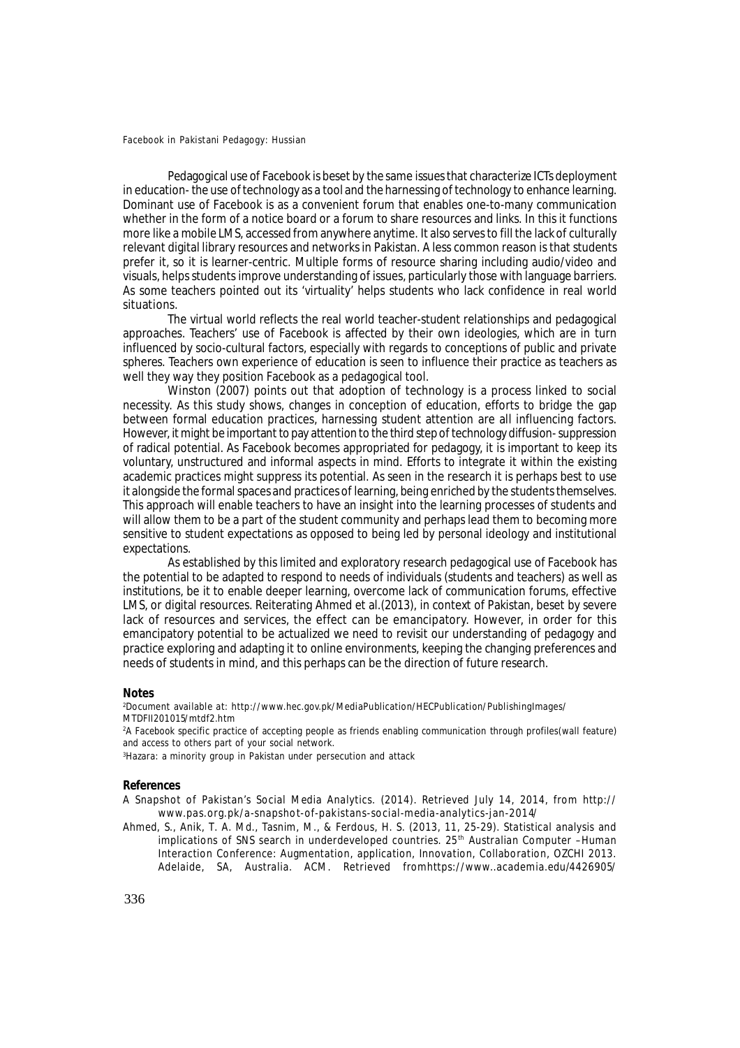Pedagogical use of Facebook is beset by the same issues that characterize ICTs deployment in education- the use of technology as a tool and the harnessing of technology to enhance learning. Dominant use of Facebook is as a convenient forum that enables one-to-many communication whether in the form of a notice board or a forum to share resources and links. In this it functions more like a mobile LMS, accessed from anywhere anytime. It also serves to fill the lack of culturally relevant digital library resources and networks in Pakistan. A less common reason is that students prefer it, so it is learner-centric. Multiple forms of resource sharing including audio/video and visuals, helps students improve understanding of issues, particularly those with language barriers. As some teachers pointed out its 'virtuality' helps students who lack confidence in real world situations.

The virtual world reflects the real world teacher-student relationships and pedagogical approaches. Teachers' use of Facebook is affected by their own ideologies, which are in turn influenced by socio-cultural factors, especially with regards to conceptions of public and private spheres. Teachers own experience of education is seen to influence their practice as teachers as well they way they position Facebook as a pedagogical tool.

Winston (2007) points out that adoption of technology is a process linked to social necessity. As this study shows, changes in conception of education, efforts to bridge the gap between formal education practices, harnessing student attention are all influencing factors. However, it might be important to pay attention to the third step of technology diffusion- suppression of radical potential. As Facebook becomes appropriated for pedagogy, it is important to keep its voluntary, unstructured and informal aspects in mind. Efforts to integrate it within the existing academic practices might suppress its potential. As seen in the research it is perhaps best to use it alongside the formal spaces and practices of learning, being enriched by the students themselves. This approach will enable teachers to have an insight into the learning processes of students and will allow them to be a part of the student community and perhaps lead them to becoming more sensitive to student expectations as opposed to being led by personal ideology and institutional expectations.

As established by this limited and exploratory research pedagogical use of Facebook has the potential to be adapted to respond to needs of individuals (students and teachers) as well as institutions, be it to enable deeper learning, overcome lack of communication forums, effective LMS, or digital resources. Reiterating Ahmed et al.(2013), in context of Pakistan, beset by severe lack of resources and services, the effect can be emancipatory. However, in order for this emancipatory potential to be actualized we need to revisit our understanding of pedagogy and practice exploring and adapting it to online environments, keeping the changing preferences and needs of students in mind, and this perhaps can be the direction of future research.

**Notes**

[2]Document available at: http://www.hec.gov.pk/MediaPublication/HECPublication/PublishingImages/MTDFII201015/mtdf2.htm

[2]A Facebook specific practice of accepting people as friends enabling communication through profiles(wall feature) and access to others part of your social network.

[3]Hazara: a minority group in Pakistan under persecution and attack

**References**

A Snapshot of Pakistan's Social Media Analytics. (2014). Retrieved July 14, 2014, from http://www.pas.org.pk/a-snapshot-of-pakistans-social-media-analytics-jan-2014/

Ahmed, S., Anik, T. A. Md., Tasnim, M., & Ferdous, H. S. (2013, 11, 25-29). Statistical analysis and implications of SNS search in underdeveloped countries. 25th Australian Computer –Human Interaction Conference: Augmentation, application, Innovation, Collaboration, OZCHI 2013. Adelaide, SA, Australia. ACM. Retrieved fromhttps://www..academia.edu/4426905/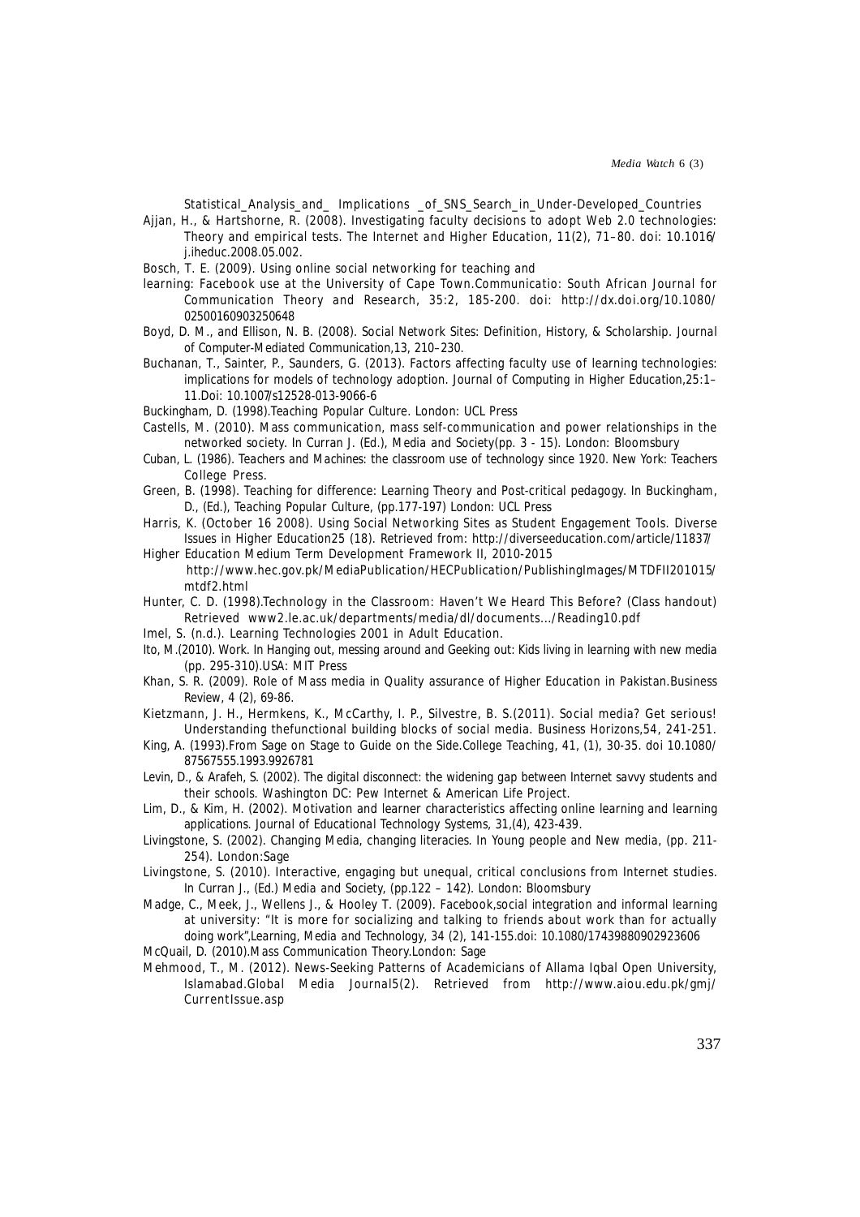Statistical_Analysis_and_ Implications _of_SNS_Search_in_Under-Developed_Countries

Ajjan, H., & Hartshorne, R. (2008). Investigating faculty decisions to adopt Web 2.0 technologies: Theory and empirical tests. The Internet and Higher Education, 11(2), 71–80. doi: 10.1016/j.iheduc.2008.05.002.

Bosch, T. E. (2009). Using online social networking for teaching and learning: Facebook use at the University of Cape Town.Communicatio: South African Journal for Communication Theory and Research, 35:2, 185-200. doi: http://dx.doi.org/10.1080/02500160903250648

Boyd, D. M., and Ellison, N. B. (2008). Social Network Sites: Definition, History, & Scholarship. Journal of Computer-Mediated Communication,13, 210–230.

Buchanan, T., Sainter, P., Saunders, G. (2013). Factors affecting faculty use of learning technologies: implications for models of technology adoption. Journal of Computing in Higher Education,25:1–11.Doi: 10.1007/s12528-013-9066-6

Buckingham, D. (1998).Teaching Popular Culture. London: UCL Press

Castells, M. (2010). Mass communication, mass self-communication and power relationships in the networked society. In Curran J. (Ed.), Media and Society(pp. 3 - 15). London: Bloomsbury

Cuban, L. (1986). Teachers and Machines: the classroom use of technology since 1920. New York: Teachers College Press.

Green, B. (1998). Teaching for difference: Learning Theory and Post-critical pedagogy. In Buckingham, D., (Ed.), Teaching Popular Culture, (pp.177-197) London: UCL Press

Harris, K. (October 16 2008). Using Social Networking Sites as Student Engagement Tools. Diverse Issues in Higher Education25 (18). Retrieved from: http://diverseeducation.com/article/11837/

Higher Education Medium Term Development Framework II, 2010-2015 http://www.hec.gov.pk/MediaPublication/HECPublication/PublishingImages/MTDFII201015/mtdf2.html

Hunter, C. D. (1998).Technology in the Classroom: Haven't We Heard This Before? (Class handout) Retrieved www2.le.ac.uk/departments/media/dl/documents.../Reading10.pdf

Imel, S. (n.d.). Learning Technologies 2001 in Adult Education.

Ito, M.(2010). Work. In Hanging out, messing around and Geeking out: Kids living in learning with new media (pp. 295-310).USA: MIT Press

Khan, S. R. (2009). Role of Mass media in Quality assurance of Higher Education in Pakistan.Business Review, 4 (2), 69-86.

Kietzmann, J. H., Hermkens, K., McCarthy, I. P., Silvestre, B. S.(2011). Social media? Get serious! Understanding thefunctional building blocks of social media. Business Horizons,54, 241-251.

King, A. (1993).From Sage on Stage to Guide on the Side.College Teaching, 41, (1), 30-35. doi 10.1080/87567555.1993.9926781

Levin, D., & Arafeh, S. (2002). The digital disconnect: the widening gap between Internet savvy students and their schools. Washington DC: Pew Internet & American Life Project.

Lim, D., & Kim, H. (2002). Motivation and learner characteristics affecting online learning and learning applications. Journal of Educational Technology Systems, 31,(4), 423-439.

Livingstone, S. (2002). Changing Media, changing literacies. In Young people and New media, (pp. 211-254). London:Sage

Livingstone, S. (2010). Interactive, engaging but unequal, critical conclusions from Internet studies. In Curran J., (Ed.) Media and Society, (pp.122 – 142). London: Bloomsbury

Madge, C., Meek, J., Wellens J., & Hooley T. (2009). Facebook,social integration and informal learning at university: "It is more for socializing and talking to friends about work than for actually doing work",Learning, Media and Technology, 34 (2), 141-155.doi: 10.1080/17439880902923606

McQuail, D. (2010).Mass Communication Theory.London: Sage

Mehmood, T., M. (2012). News-Seeking Patterns of Academicians of Allama Iqbal Open University, Islamabad.Global Media Journal5(2). Retrieved from http://www.aiou.edu.pk/gmj/CurrentIssue.asp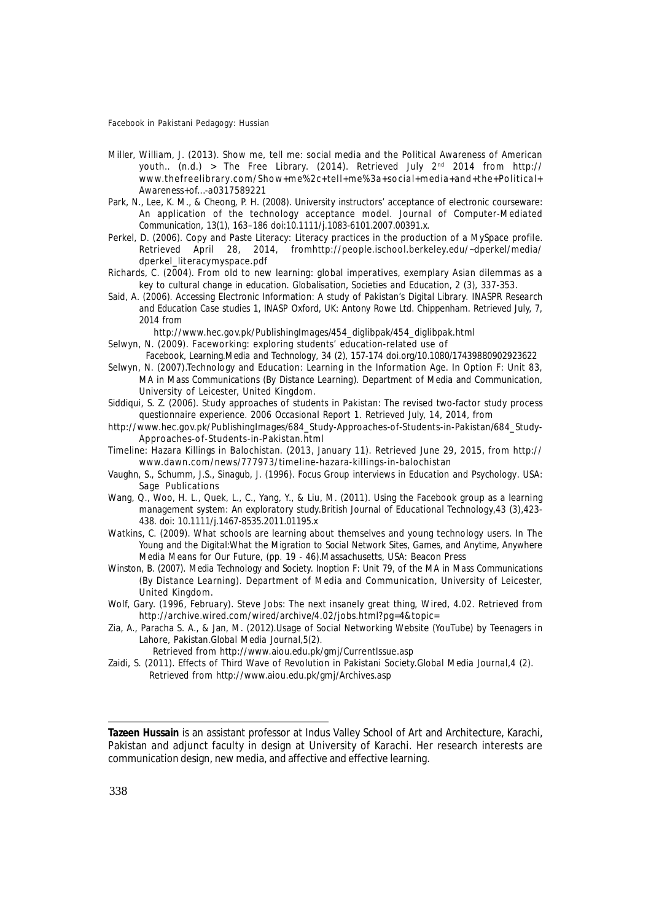Miller, William, J. (2013). Show me, tell me: social media and the Political Awareness of American youth.. (n.d.) > The Free Library. (2014). Retrieved July 2nd 2014 from http://www.thefreelibrary.com/Show+me%2c+tell+me%3a+social+media+and+the+Political+Awareness+of...-a0317589221

Park, N., Lee, K. M., & Cheong, P. H. (2008). University instructors' acceptance of electronic courseware: An application of the technology acceptance model. Journal of Computer-Mediated Communication, 13(1), 163–186 doi:10.1111/j.1083-6101.2007.00391.x.

Perkel, D. (2006). Copy and Paste Literacy: Literacy practices in the production of a MySpace profile. Retrieved April 28, 2014, fromhttp://people.ischool.berkeley.edu/~dperkel/media/dperkel_literacymyspace.pdf

Richards, C. (2004). From old to new learning: global imperatives, exemplary Asian dilemmas as a key to cultural change in education. Globalisation, Societies and Education, 2 (3), 337-353.

Said, A. (2006). Accessing Electronic Information: A study of Pakistan's Digital Library. INASPR Research and Education Case studies 1, INASP Oxford, UK: Antony Rowe Ltd. Chippenham. Retrieved July, 7, 2014 from

http://www.hec.gov.pk/PublishingImages/454_diglibpak/454_diglibpak.html

Selwyn, N. (2009). Faceworking: exploring students' education-related use of Facebook, Learning.Media and Technology, 34 (2), 157-174 doi.org/10.1080/17439880902923622

Selwyn, N. (2007).Technology and Education: Learning in the Information Age. In Option F: Unit 83, MA in Mass Communications (By Distance Learning). Department of Media and Communication, University of Leicester, United Kingdom.

Siddiqui, S. Z. (2006). Study approaches of students in Pakistan: The revised two-factor study process questionnaire experience. 2006 Occasional Report 1. Retrieved July, 14, 2014, from

http://www.hec.gov.pk/PublishingImages/684_Study-Approaches-of-Students-in-Pakistan/684_Study-Approaches-of-Students-in-Pakistan.html

Timeline: Hazara Killings in Balochistan. (2013, January 11). Retrieved June 29, 2015, from http://www.dawn.com/news/777973/timeline-hazara-killings-in-balochistan

Vaughn, S., Schumm, J.S., Sinagub, J. (1996). Focus Group interviews in Education and Psychology. USA: Sage Publications

Wang, Q., Woo, H. L., Quek, L., C., Yang, Y., & Liu, M. (2011). Using the Facebook group as a learning management system: An exploratory study.British Journal of Educational Technology,43 (3),423-438. doi: 10.1111/j.1467-8535.2011.01195.x

Watkins, C. (2009). What schools are learning about themselves and young technology users. In The Young and the Digital:What the Migration to Social Network Sites, Games, and Anytime, Anywhere Media Means for Our Future, (pp. 19 - 46).Massachusetts, USA: Beacon Press

Winston, B. (2007). Media Technology and Society. Inoption F: Unit 79, of the MA in Mass Communications (By Distance Learning). Department of Media and Communication, University of Leicester, United Kingdom.

Wolf, Gary. (1996, February). Steve Jobs: The next insanely great thing, Wired, 4.02. Retrieved from http://archive.wired.com/wired/archive/4.02/jobs.html?pg=4&topic=

Zia, A., Paracha S. A., & Jan, M. (2012).Usage of Social Networking Website (YouTube) by Teenagers in Lahore, Pakistan.Global Media Journal,5(2).

Retrieved from http://www.aiou.edu.pk/gmj/CurrentIssue.asp

Zaidi, S. (2011). Effects of Third Wave of Revolution in Pakistani Society.Global Media Journal,4 (2). Retrieved from http://www.aiou.edu.pk/gmj/Archives.asp

---

**Tazeen Hussain** is an assistant professor at Indus Valley School of Art and Architecture, Karachi, Pakistan and adjunct faculty in design at University of Karachi. Her research interests are communication design, new media, and affective and effective learning.